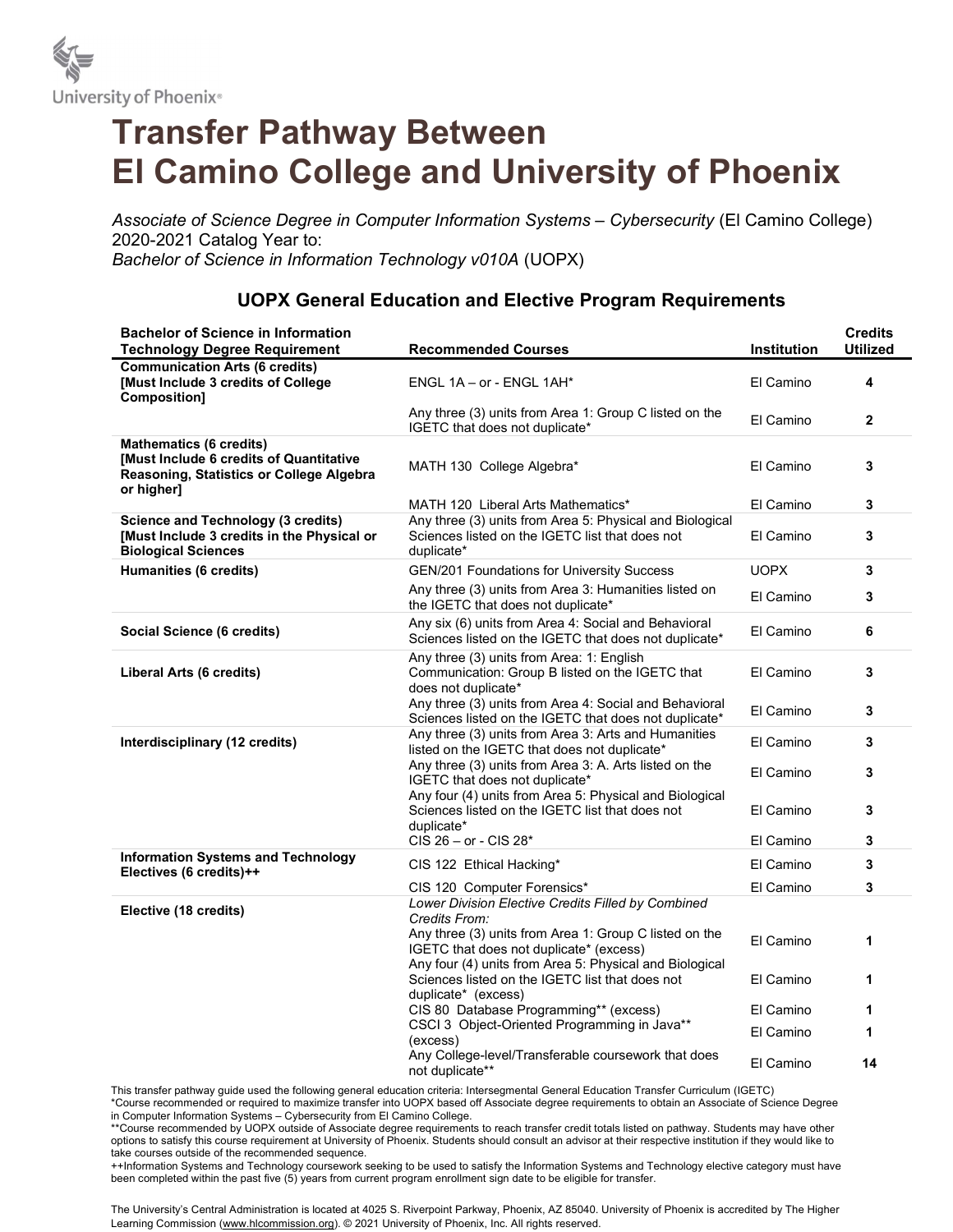University of Phoenix®

# Transfer Pathway Between El Camino College and University of Phoenix

*Associate of Science Degree in Computer Information Systems – Cybersecurity* (El Camino College)
2020-2021 Catalog Year to:
*Bachelor of Science in Information Technology v010A* (UOPX)

## UOPX General Education and Elective Program Requirements

| Bachelor of Science in Information Technology Degree Requirement | Recommended Courses | Institution | Credits Utilized |
|---|---|---|---|
| **Communication Arts (6 credits) [Must Include 3 credits of College Composition]** | ENGL 1A – or - ENGL 1AH* | El Camino | **4** |
| | Any three (3) units from Area 1: Group C listed on the IGETC that does not duplicate* | El Camino | **2** |
| **Mathematics (6 credits) [Must Include 6 credits of Quantitative Reasoning, Statistics or College Algebra or higher]** | MATH 130 College Algebra* | El Camino | **3** |
| | MATH 120 Liberal Arts Mathematics* | El Camino | **3** |
| **Science and Technology (3 credits) [Must Include 3 credits in the Physical or Biological Sciences** | Any three (3) units from Area 5: Physical and Biological Sciences listed on the IGETC list that does not duplicate* | El Camino | **3** |
| **Humanities (6 credits)** | GEN/201 Foundations for University Success | UOPX | **3** |
| | Any three (3) units from Area 3: Humanities listed on the IGETC that does not duplicate* | El Camino | **3** |
| **Social Science (6 credits)** | Any six (6) units from Area 4: Social and Behavioral Sciences listed on the IGETC that does not duplicate* | El Camino | **6** |
| **Liberal Arts (6 credits)** | Any three (3) units from Area: 1: English Communication: Group B listed on the IGETC that does not duplicate* | El Camino | **3** |
| | Any three (3) units from Area 4: Social and Behavioral Sciences listed on the IGETC that does not duplicate* | El Camino | **3** |
| **Interdisciplinary (12 credits)** | Any three (3) units from Area 3: Arts and Humanities listed on the IGETC that does not duplicate* | El Camino | **3** |
| | Any three (3) units from Area 3: A. Arts listed on the IGETC that does not duplicate* | El Camino | **3** |
| | Any four (4) units from Area 5: Physical and Biological Sciences listed on the IGETC list that does not duplicate* | El Camino | **3** |
| | CIS 26 – or - CIS 28* | El Camino | **3** |
| **Information Systems and Technology Electives (6 credits)++** | CIS 122 Ethical Hacking* | El Camino | **3** |
| | CIS 120 Computer Forensics* | El Camino | **3** |
| **Elective (18 credits)** | *Lower Division Elective Credits Filled by Combined Credits From:* | | |
| | Any three (3) units from Area 1: Group C listed on the IGETC that does not duplicate* (excess) | El Camino | **1** |
| | Any four (4) units from Area 5: Physical and Biological Sciences listed on the IGETC list that does not duplicate* (excess) | El Camino | **1** |
| | CIS 80 Database Programming** (excess) | El Camino | **1** |
| | CSCI 3 Object-Oriented Programming in Java** (excess) | El Camino | **1** |
| | Any College-level/Transferable coursework that does not duplicate** | El Camino | **14** |

This transfer pathway guide used the following general education criteria: Intersegmental General Education Transfer Curriculum (IGETC)
*Course recommended or required to maximize transfer into UOPX based off Associate degree requirements to obtain an Associate of Science Degree in Computer Information Systems – Cybersecurity from El Camino College.
**Course recommended by UOPX outside of Associate degree requirements to reach transfer credit totals listed on pathway. Students may have other options to satisfy this course requirement at University of Phoenix. Students should consult an advisor at their respective institution if they would like to take courses outside of the recommended sequence.
++Information Systems and Technology coursework seeking to be used to satisfy the Information Systems and Technology elective category must have been completed within the past five (5) years from current program enrollment sign date to be eligible for transfer.

The University's Central Administration is located at 4025 S. Riverpoint Parkway, Phoenix, AZ 85040. University of Phoenix is accredited by The Higher Learning Commission (www.hlcommission.org). © 2021 University of Phoenix, Inc. All rights reserved.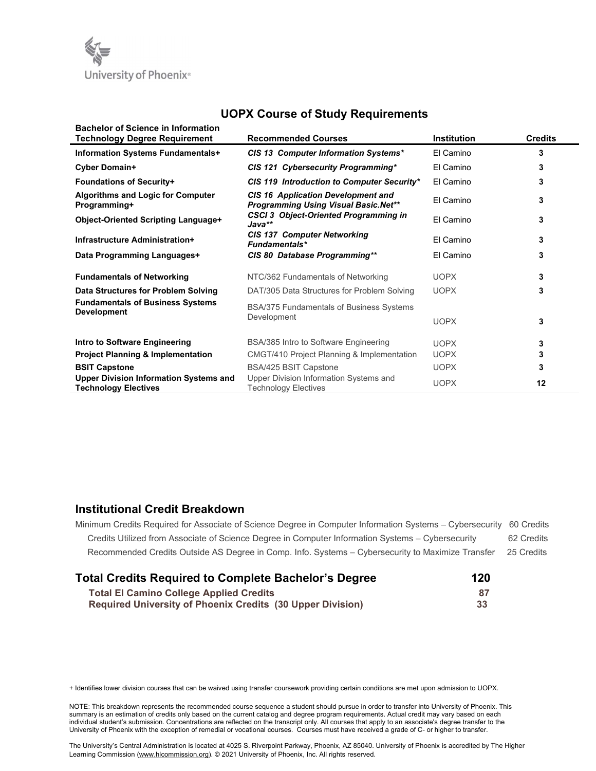University of Phoenix®

## UOPX Course of Study Requirements

| Bachelor of Science in Information Technology Degree Requirement | Recommended Courses | Institution | Credits |
|---|---|---|---|
| **Information Systems Fundamentals+** | ***CIS 13 Computer Information Systems**** | El Camino | 3 |
| **Cyber Domain+** | ***CIS 121 Cybersecurity Programming**** | El Camino | 3 |
| **Foundations of Security+** | ***CIS 119 Introduction to Computer Security**** | El Camino | 3 |
| **Algorithms and Logic for Computer Programming+** | ***CIS 16 Application Development and Programming Using Visual Basic.Net***** | El Camino | 3 |
| **Object-Oriented Scripting Language+** | ***CSCI 3 Object-Oriented Programming in Java***** | El Camino | 3 |
| **Infrastructure Administration+** | ***CIS 137 Computer Networking Fundamentals**** | El Camino | 3 |
| **Data Programming Languages+** | ***CIS 80 Database Programming***** | El Camino | 3 |
| **Fundamentals of Networking** | NTC/362 Fundamentals of Networking | UOPX | 3 |
| **Data Structures for Problem Solving** | DAT/305 Data Structures for Problem Solving | UOPX | 3 |
| **Fundamentals of Business Systems Development** | BSA/375 Fundamentals of Business Systems Development | UOPX | 3 |
| **Intro to Software Engineering** | BSA/385 Intro to Software Engineering | UOPX | 3 |
| **Project Planning & Implementation** | CMGT/410 Project Planning & Implementation | UOPX | 3 |
| **BSIT Capstone** | BSA/425 BSIT Capstone | UOPX | 3 |
| **Upper Division Information Systems and Technology Electives** | Upper Division Information Systems and Technology Electives | UOPX | 12 |

## Institutional Credit Breakdown

| | |
|---|---|
| Minimum Credits Required for Associate of Science Degree in Computer Information Systems – Cybersecurity | 60 Credits |
| Credits Utilized from Associate of Science Degree in Computer Information Systems – Cybersecurity | 62 Credits |
| Recommended Credits Outside AS Degree in Comp. Info. Systems – Cybersecurity to Maximize Transfer | 25 Credits |

| | |
|---|---|
| **Total Credits Required to Complete Bachelor's Degree** | **120** |
| **Total El Camino College Applied Credits** | **87** |
| **Required University of Phoenix Credits (30 Upper Division)** | **33** |

+ Identifies lower division courses that can be waived using transfer coursework providing certain conditions are met upon admission to UOPX.

NOTE: This breakdown represents the recommended course sequence a student should pursue in order to transfer into University of Phoenix. This summary is an estimation of credits only based on the current catalog and degree program requirements. Actual credit may vary based on each individual student's submission. Concentrations are reflected on the transcript only. All courses that apply to an associate's degree transfer to the University of Phoenix with the exception of remedial or vocational courses. Courses must have received a grade of C- or higher to transfer.

The University's Central Administration is located at 4025 S. Riverpoint Parkway, Phoenix, AZ 85040. University of Phoenix is accredited by The Higher Learning Commission (www.hlcommission.org). © 2021 University of Phoenix, Inc. All rights reserved.